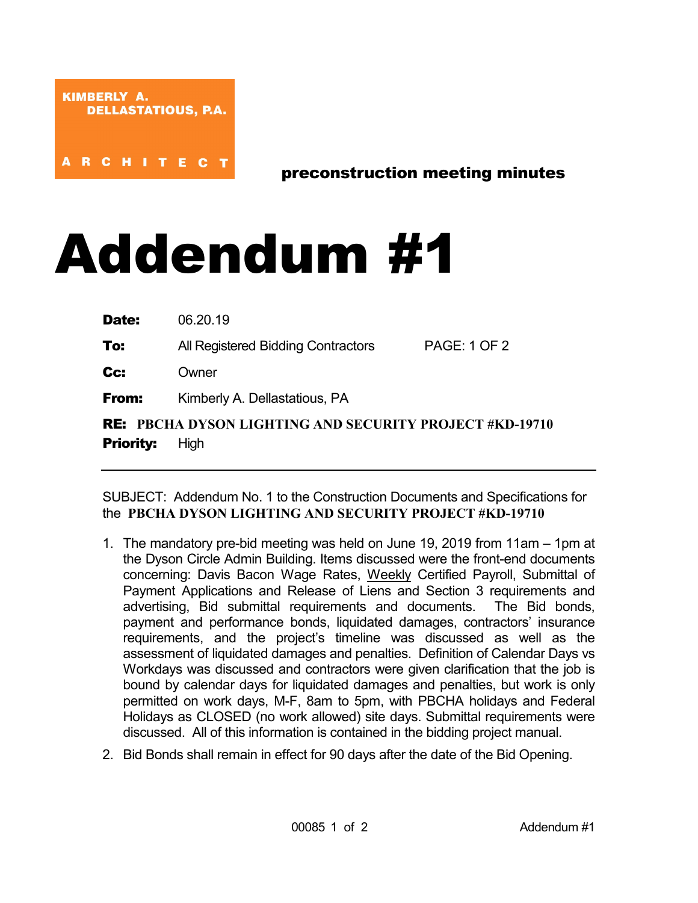**KIMBERLY A. DELLASTATIOUS, P.A.**

**A R C H I T E C T**

**preconstruction meeting minutes**

# Addendum #1

**Date:** 06.20.19

**To:** All Registered Bidding Contractors PAGE: 1 OF 2

**Cc:** Owner

**From:** Kimberly A. Dellastatious, PA

**RE: PBCHA DYSON LIGHTING AND SECURITY PROJECT #KD-19710**

**Priority:** High

---

SUBJECT: Addendum No. 1 to the Construction Documents and Specifications for the **PBCHA DYSON LIGHTING AND SECURITY PROJECT #KD-19710**

1. The mandatory pre-bid meeting was held on June 19, 2019 from 11am – 1pm at the Dyson Circle Admin Building. Items discussed were the front-end documents concerning: Davis Bacon Wage Rates, Weekly Certified Payroll, Submittal of Payment Applications and Release of Liens and Section 3 requirements and advertising, Bid submittal requirements and documents. The Bid bonds, payment and performance bonds, liquidated damages, contractors' insurance requirements, and the project's timeline was discussed as well as the assessment of liquidated damages and penalties. Definition of Calendar Days vs Workdays was discussed and contractors were given clarification that the job is bound by calendar days for liquidated damages and penalties, but work is only permitted on work days, M-F, 8am to 5pm, with PBCHA holidays and Federal Holidays as CLOSED (no work allowed) site days. Submittal requirements were discussed. All of this information is contained in the bidding project manual.
2. Bid Bonds shall remain in effect for 90 days after the date of the Bid Opening.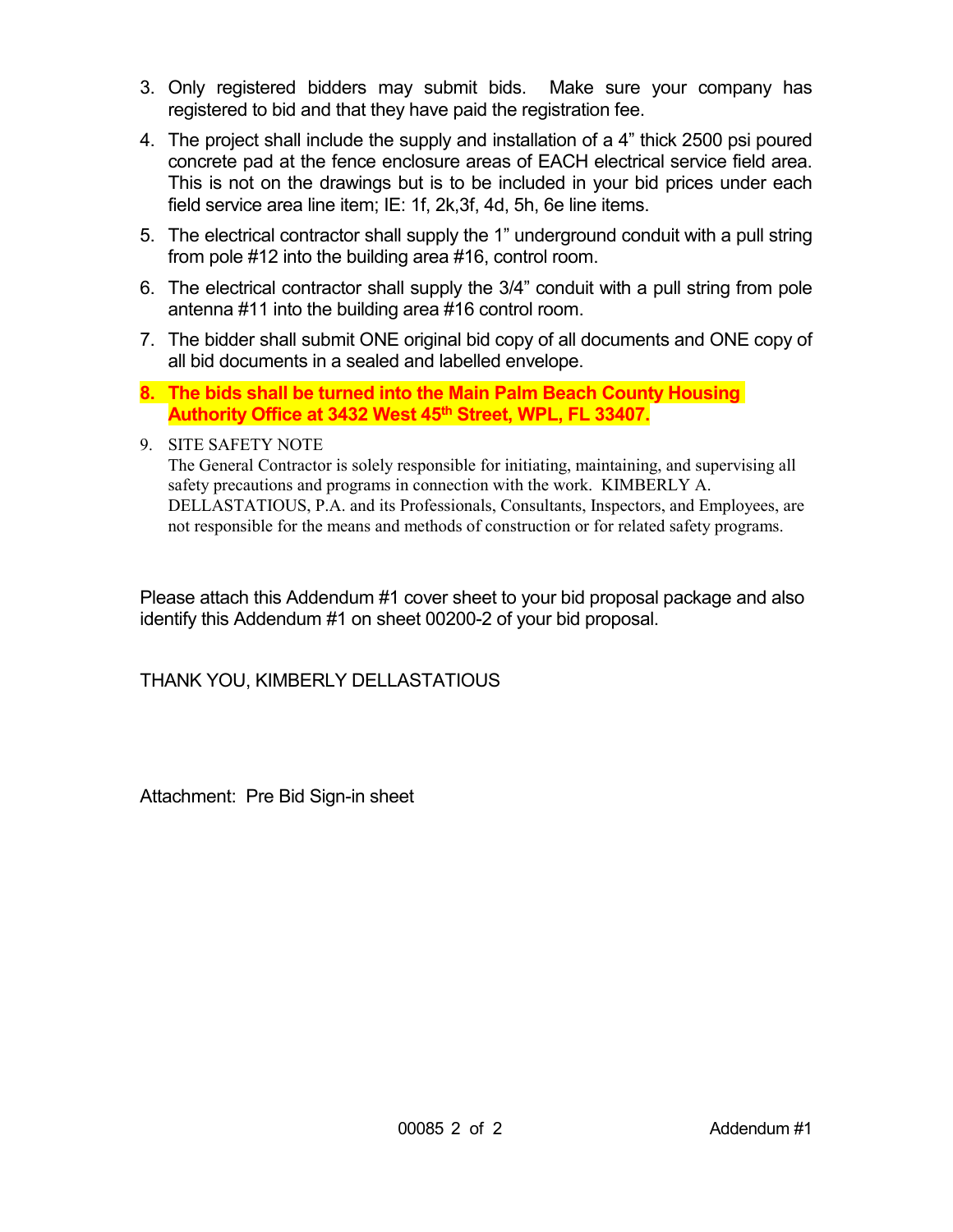3. Only registered bidders may submit bids. Make sure your company has registered to bid and that they have paid the registration fee.
4. The project shall include the supply and installation of a 4" thick 2500 psi poured concrete pad at the fence enclosure areas of EACH electrical service field area. This is not on the drawings but is to be included in your bid prices under each field service area line item; IE: 1f, 2k,3f, 4d, 5h, 6e line items.
5. The electrical contractor shall supply the 1" underground conduit with a pull string from pole #12 into the building area #16, control room.
6. The electrical contractor shall supply the 3/4" conduit with a pull string from pole antenna #11 into the building area #16 control room.
7. The bidder shall submit ONE original bid copy of all documents and ONE copy of all bid documents in a sealed and labelled envelope.
8. **The bids shall be turned into the Main Palm Beach County Housing Authority Office at 3432 West 45th Street, WPL, FL 33407.**
9. SITE SAFETY NOTE
   The General Contractor is solely responsible for initiating, maintaining, and supervising all safety precautions and programs in connection with the work. KIMBERLY A. DELLASTATIOUS, P.A. and its Professionals, Consultants, Inspectors, and Employees, are not responsible for the means and methods of construction or for related safety programs.

Please attach this Addendum #1 cover sheet to your bid proposal package and also identify this Addendum #1 on sheet 00200-2 of your bid proposal.

THANK YOU, KIMBERLY DELLASTATIOUS

Attachment: Pre Bid Sign-in sheet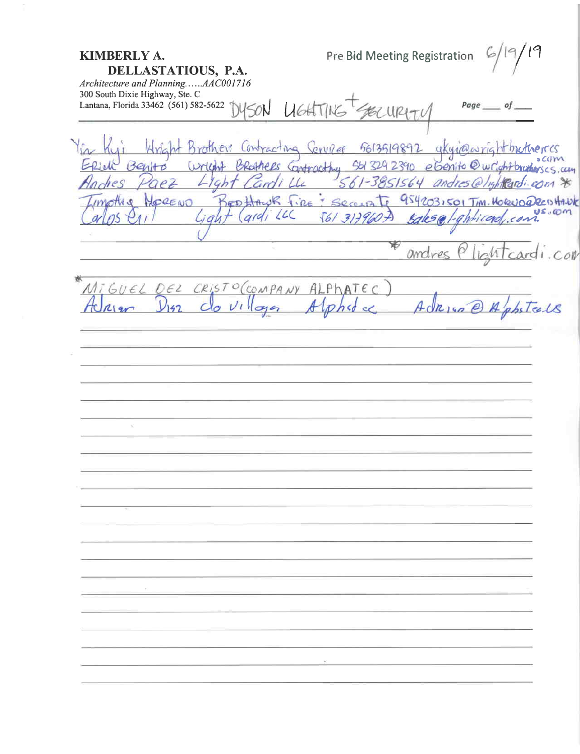**KIMBERLY A. DELLASTATIOUS, P.A.**

*Architecture and Planning......AAC001716*

300 South Dixie Highway, Ste. C

Lantana, Florida 33462 (561) 582-5622

Pre Bid Meeting Registration 6/19/19

DYSON LIGHTING + SECURITY

Page ___ of ___

Yin Kyi Wright Brothers Contracting Services 5613519892 ykyi@wrightbrotherscs.com

Erick Benito Wright Brothers Contracting 561 329 2390 ebenito@wrightbrotherscs.com

Andres Paez Light Cardi LLC 561-3851564 andres@lightcardi.com *

Timothy Moreno RedHawk Fire & Security 9542031501 Tim.Moreno@RedHawkus.com

Carlos Gil Light Cardi LLC 561 3179607 sales@lighticard.com

* andres@lightcardi.com

* MIGUEL DEL CRISTO (COMPANY ALPHATEC)

Adrian Diaz de Villegas Alphatec Adrian@Alphatecus